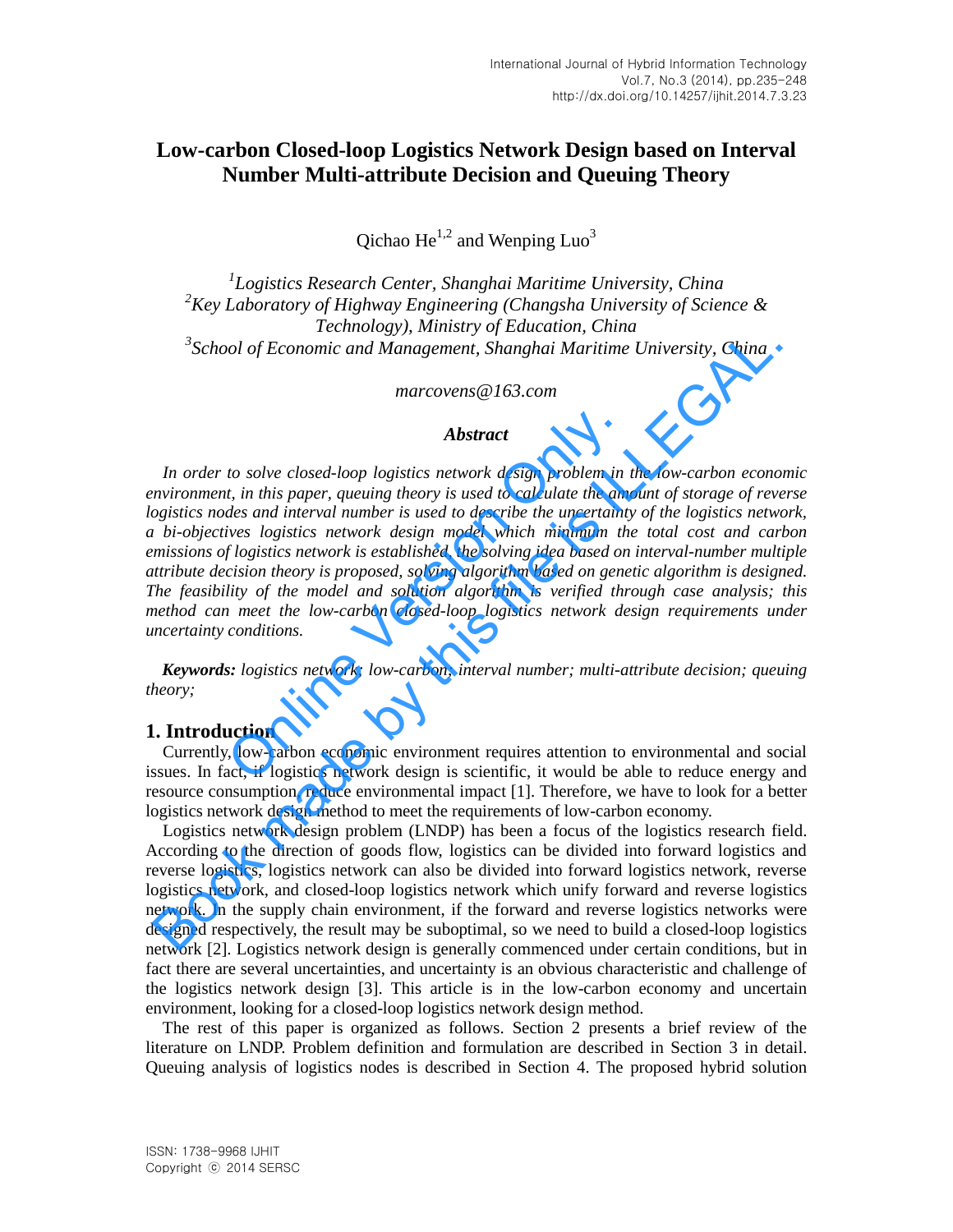# Low-carbon Closed-loop Logistics Network Design based on Interval Number Multi-attribute Decision and Queuing Theory

Qichao He[1,2] and Wenping Luo[3]

[1]*Logistics Research Center, Shanghai Maritime University, China*
[2]*Key Laboratory of Highway Engineering (Changsha University of Science & Technology), Ministry of Education, China*
[3]*School of Economic and Management, Shanghai Maritime University, China*

*marcovens@163.com*

### Abstract

*In order to solve closed-loop logistics network design problem in the low-carbon economic environment, in this paper, queuing theory is used to calculate the amount of storage of reverse logistics nodes and interval number is used to describe the uncertainty of the logistics network, a bi-objectives logistics network design model which minimum the total cost and carbon emissions of logistics network is established, the solving idea based on interval-number multiple attribute decision theory is proposed, solving algorithm based on genetic algorithm is designed. The feasibility of the model and solution algorithm is verified through case analysis; this method can meet the low-carbon closed-loop logistics network design requirements under uncertainty conditions.*

***Keywords:*** *logistics network; low-carbon; interval number; multi-attribute decision; queuing theory;*

## 1. Introduction

Currently, low-carbon economic environment requires attention to environmental and social issues. In fact, if logistics network design is scientific, it would be able to reduce energy and resource consumption, reduce environmental impact [1]. Therefore, we have to look for a better logistics network design method to meet the requirements of low-carbon economy.

Logistics network design problem (LNDP) has been a focus of the logistics research field. According to the direction of goods flow, logistics can be divided into forward logistics and reverse logistics, logistics network can also be divided into forward logistics network, reverse logistics network, and closed-loop logistics network which unify forward and reverse logistics network. In the supply chain environment, if the forward and reverse logistics networks were designed respectively, the result may be suboptimal, so we need to build a closed-loop logistics network [2]. Logistics network design is generally commenced under certain conditions, but in fact there are several uncertainties, and uncertainty is an obvious characteristic and challenge of the logistics network design [3]. This article is in the low-carbon economy and uncertain environment, looking for a closed-loop logistics network design method.

The rest of this paper is organized as follows. Section 2 presents a brief review of the literature on LNDP. Problem definition and formulation are described in Section 3 in detail. Queuing analysis of logistics nodes is described in Section 4. The proposed hybrid solution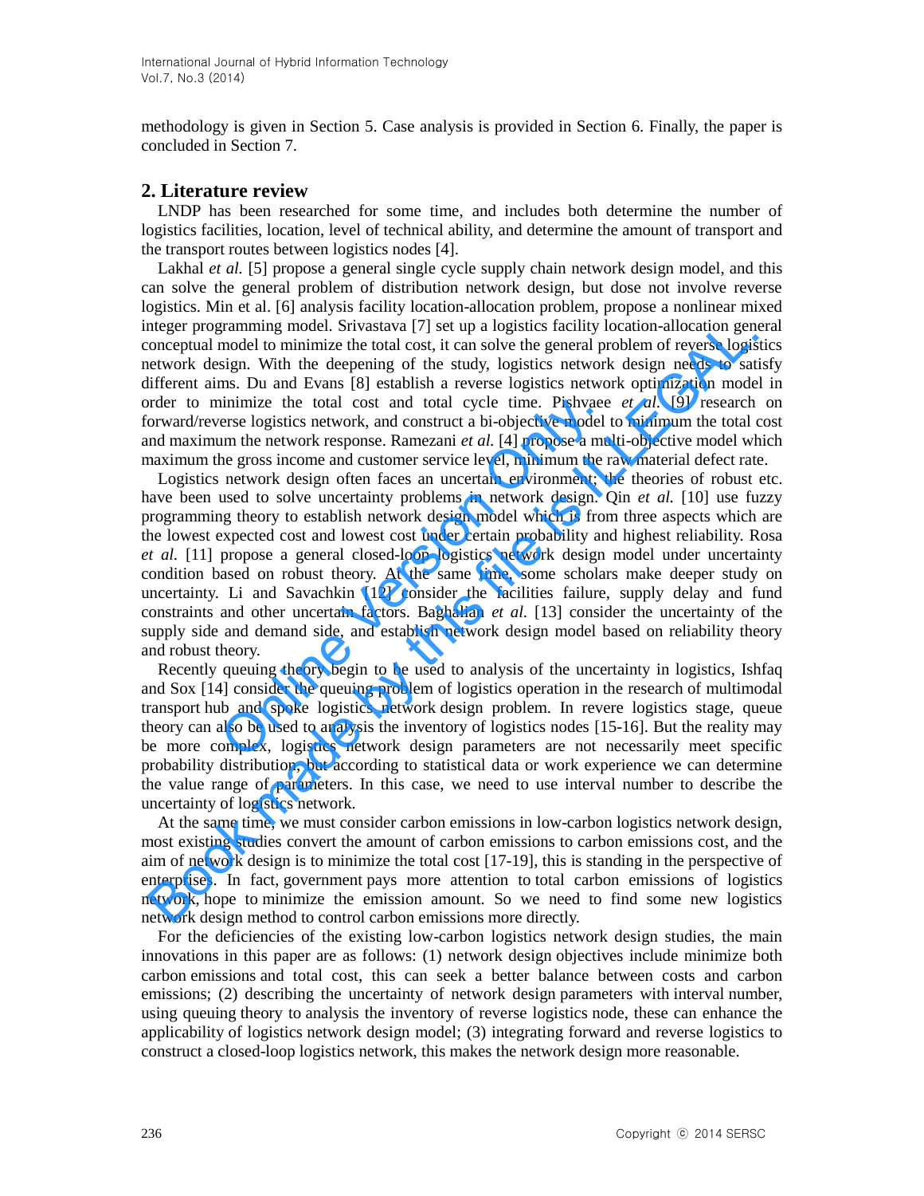methodology is given in Section 5. Case analysis is provided in Section 6. Finally, the paper is concluded in Section 7.

## 2. Literature review

LNDP has been researched for some time, and includes both determine the number of logistics facilities, location, level of technical ability, and determine the amount of transport and the transport routes between logistics nodes [4].

Lakhal *et al.* [5] propose a general single cycle supply chain network design model, and this can solve the general problem of distribution network design, but dose not involve reverse logistics. Min et al. [6] analysis facility location-allocation problem, propose a nonlinear mixed integer programming model. Srivastava [7] set up a logistics facility location-allocation general conceptual model to minimize the total cost, it can solve the general problem of reverse logistics network design. With the deepening of the study, logistics network design needs to satisfy different aims. Du and Evans [8] establish a reverse logistics network optimization model in order to minimize the total cost and total cycle time. Pishvaee *et al.* [9] research on forward/reverse logistics network, and construct a bi-objective model to minimum the total cost and maximum the network response. Ramezani *et al.* [4] propose a multi-objective model which maximum the gross income and customer service level, minimum the raw material defect rate.

Logistics network design often faces an uncertain environment; the theories of robust etc. have been used to solve uncertainty problems in network design. Qin *et al.* [10] use fuzzy programming theory to establish network design model which is from three aspects which are the lowest expected cost and lowest cost under certain probability and highest reliability. Rosa *et al.* [11] propose a general closed-loop logistics network design model under uncertainty condition based on robust theory. At the same time, some scholars make deeper study on uncertainty. Li and Savachkin [12] consider the facilities failure, supply delay and fund constraints and other uncertain factors. Baghalian *et al.* [13] consider the uncertainty of the supply side and demand side, and establish network design model based on reliability theory and robust theory.

Recently queuing theory begin to be used to analysis of the uncertainty in logistics, Ishfaq and Sox [14] consider the queuing problem of logistics operation in the research of multimodal transport hub and spoke logistics network design problem. In revere logistics stage, queue theory can also be used to analysis the inventory of logistics nodes [15-16]. But the reality may be more complex, logistics network design parameters are not necessarily meet specific probability distribution, but according to statistical data or work experience we can determine the value range of parameters. In this case, we need to use interval number to describe the uncertainty of logistics network.

At the same time, we must consider carbon emissions in low-carbon logistics network design, most existing studies convert the amount of carbon emissions to carbon emissions cost, and the aim of network design is to minimize the total cost [17-19], this is standing in the perspective of enterprises. In fact, government pays more attention to total carbon emissions of logistics network, hope to minimize the emission amount. So we need to find some new logistics network design method to control carbon emissions more directly.

For the deficiencies of the existing low-carbon logistics network design studies, the main innovations in this paper are as follows: (1) network design objectives include minimize both carbon emissions and total cost, this can seek a better balance between costs and carbon emissions; (2) describing the uncertainty of network design parameters with interval number, using queuing theory to analysis the inventory of reverse logistics node, these can enhance the applicability of logistics network design model; (3) integrating forward and reverse logistics to construct a closed-loop logistics network, this makes the network design more reasonable.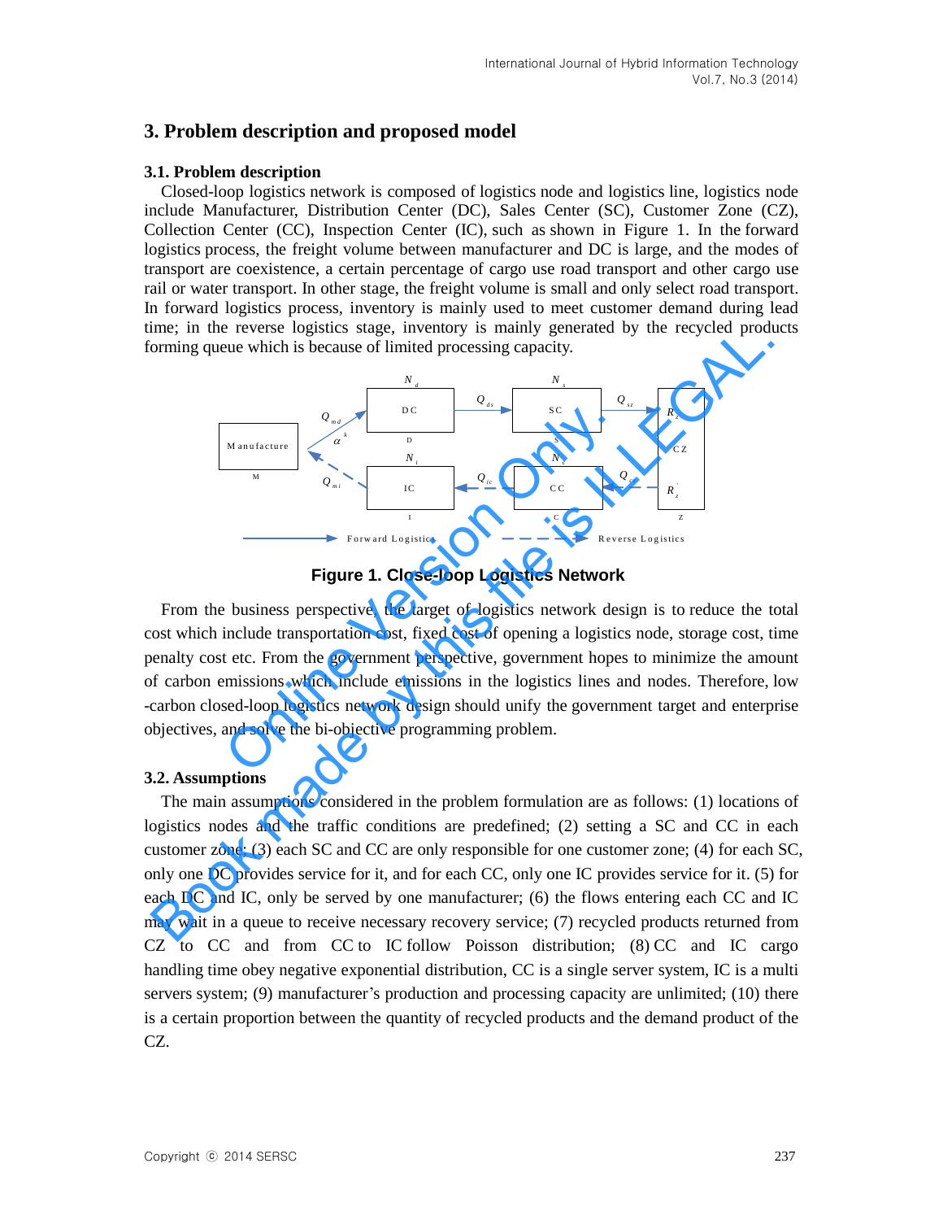## 3. Problem description and proposed model

### 3.1. Problem description

Closed-loop logistics network is composed of logistics node and logistics line, logistics node include Manufacturer, Distribution Center (DC), Sales Center (SC), Customer Zone (CZ), Collection Center (CC), Inspection Center (IC), such as shown in Figure 1. In the forward logistics process, the freight volume between manufacturer and DC is large, and the modes of transport are coexistence, a certain percentage of cargo use road transport and other cargo use rail or water transport. In other stage, the freight volume is small and only select road transport. In forward logistics process, inventory is mainly used to meet customer demand during lead time; in the reverse logistics stage, inventory is mainly generated by the recycled products forming queue which is because of limited processing capacity.

**Figure 1. Close-loop Logistics Network**

From the business perspective, the target of logistics network design is to reduce the total cost which include transportation cost, fixed cost of opening a logistics node, storage cost, time penalty cost etc. From the government perspective, government hopes to minimize the amount of carbon emissions which include emissions in the logistics lines and nodes. Therefore, low -carbon closed-loop logistics network design should unify the government target and enterprise objectives, and solve the bi-objective programming problem.

### 3.2. Assumptions

The main assumptions considered in the problem formulation are as follows: (1) locations of logistics nodes and the traffic conditions are predefined; (2) setting a SC and CC in each customer zone; (3) each SC and CC are only responsible for one customer zone; (4) for each SC, only one DC provides service for it, and for each CC, only one IC provides service for it. (5) for each DC and IC, only be served by one manufacturer; (6) the flows entering each CC and IC may wait in a queue to receive necessary recovery service; (7) recycled products returned from CZ to CC and from CC to IC follow Poisson distribution; (8) CC and IC cargo handling time obey negative exponential distribution, CC is a single server system, IC is a multi servers system; (9) manufacturer's production and processing capacity are unlimited; (10) there is a certain proportion between the quantity of recycled products and the demand product of the CZ.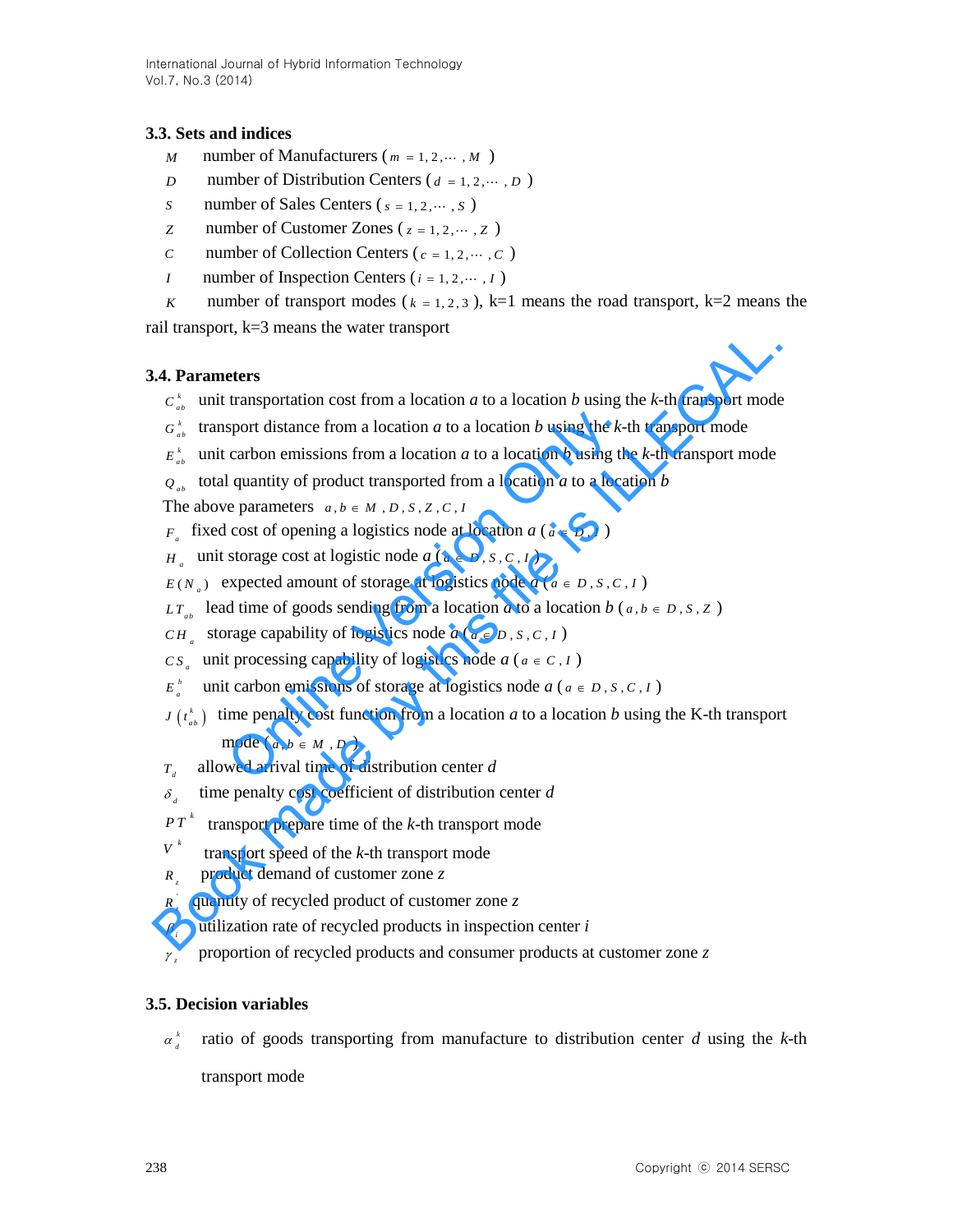### 3.3. Sets and indices

$M$ number of Manufacturers ( $m = 1, 2, \cdots, M$ )

$D$ number of Distribution Centers ( $d = 1, 2, \cdots, D$ )

$S$ number of Sales Centers ( $s = 1, 2, \cdots, S$ )

$Z$ number of Customer Zones ( $z = 1, 2, \cdots, Z$ )

$C$ number of Collection Centers ( $c = 1, 2, \cdots, C$ )

$I$ number of Inspection Centers ( $i = 1, 2, \cdots, I$ )

$K$ number of transport modes ( $k = 1, 2, 3$ ), k=1 means the road transport, k=2 means the rail transport, k=3 means the water transport

### 3.4. Parameters

$C_{ab}^{k}$ unit transportation cost from a location *a* to a location *b* using the *k*-th transport mode

$G_{ab}^{k}$ transport distance from a location *a* to a location *b* using the *k*-th transport mode

$E_{ab}^{k}$ unit carbon emissions from a location *a* to a location *b* using the *k*-th transport mode

$Q_{ab}$ total quantity of product transported from a location *a* to a location *b*

The above parameters $a, b \in M, D, S, Z, C, I$

$F_{a}$ fixed cost of opening a logistics node at location *a* ( $a \in D, I$ )

$H_{a}$ unit storage cost at logistic node *a* ( $a \in D, S, C, I$ )

$E(N_{a})$ expected amount of storage at logistics node *a* ( $a \in D, S, C, I$ )

$LT_{ab}$ lead time of goods sending from a location *a* to a location *b* ( $a, b \in D, S, Z$ )

$CH_{a}$ storage capability of logistics node *a* ( $a \in D, S, C, I$ )

$CS_{a}$ unit processing capability of logistics node *a* ( $a \in C, I$ )

$E_{a}^{h}$ unit carbon emissions of storage at logistics node *a* ( $a \in D, S, C, I$ )

$J(t_{ab}^{k})$ time penalty cost function from a location *a* to a location *b* using the K-th transport mode ( $a, b \in M, D$ )

$T_{d}$ allowed arrival time of distribution center *d*

$\delta_{d}$ time penalty cost coefficient of distribution center *d*

$PT^{k}$ transport prepare time of the *k*-th transport mode

$V^{k}$ transport speed of the *k*-th transport mode

$R_{z}$ product demand of customer zone *z*

$R_{z}^{'}$ quantity of recycled product of customer zone *z*

$\beta_{i}$ utilization rate of recycled products in inspection center *i*

$\gamma_{z}$ proportion of recycled products and consumer products at customer zone *z*

### 3.5. Decision variables

$\alpha_{d}^{k}$ ratio of goods transporting from manufacture to distribution center *d* using the *k*-th transport mode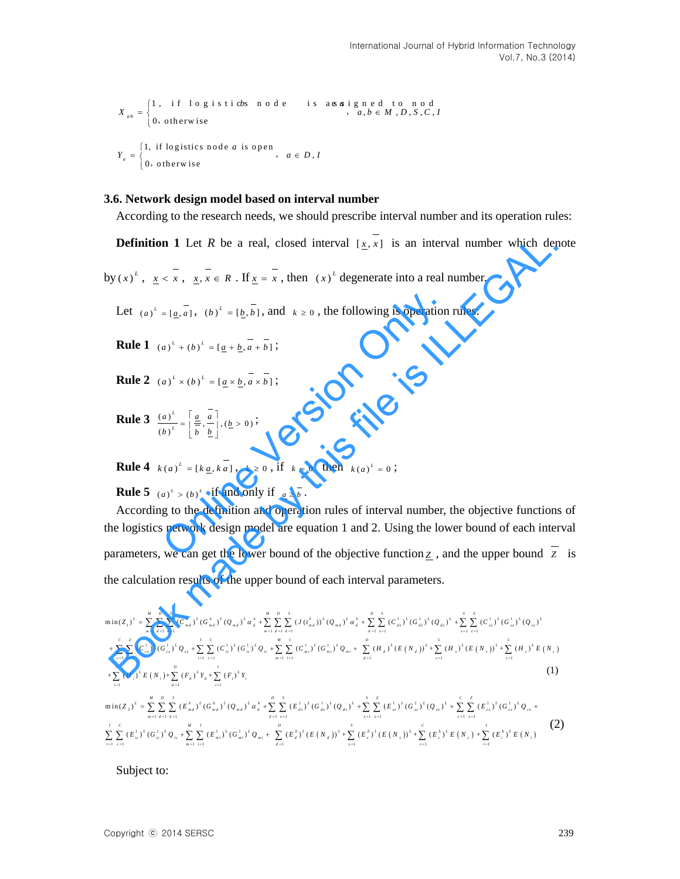$$X_{ab} = \begin{cases} 1, & \text{if logistics node } a \text{ is assigned to node } b \\ 0, & \text{otherwise} \end{cases}, \quad a, b \in M, D, S, C, I$$

$$Y_a = \begin{cases} 1, & \text{if logistics node } a \text{ is open} \\ 0, & \text{otherwise} \end{cases}, \quad a \in D, I$$

### 3.6. Network design model based on interval number

According to the research needs, we should prescribe interval number and its operation rules:

**Definition 1** Let $R$ be a real, closed interval $[\underline{x}, \overline{x}]$ is an interval number which denote by $(x)^L$, $\underline{x} < \overline{x}$, $\underline{x}, \overline{x} \in R$. If $\underline{x} = \overline{x}$, then $(x)^L$ degenerate into a real number.

Let $(a)^L = [\underline{a}, \overline{a}]$, $(b)^L = [\underline{b}, \overline{b}]$, and $k \geq 0$, the following is operation rules:

**Rule 1** $(a)^L + (b)^L = [\underline{a} + \underline{b}, \overline{a} + \overline{b}]$;

**Rule 2** $(a)^L \times (b)^L = [\underline{a} \times \underline{b}, \overline{a} \times \overline{b}]$;

**Rule 3** $\dfrac{(a)^L}{(b)^L} = \left[\dfrac{\underline{a}}{\overline{b}}, \dfrac{\overline{a}}{\underline{b}}\right], (\underline{b} > 0)$;

**Rule 4** $k(a)^L = [k\underline{a}, k\overline{a}]$, $k \geq 0$, if $k = 0$ then $k(a)^L = 0$;

**Rule 5** $(a)^L > (b)^L$ if and only if $\underline{a} \geq \overline{b}$.

According to the definition and operation rules of interval number, the objective functions of the logistics network design model are equation 1 and 2. Using the lower bound of each interval parameters, we can get the lower bound of the objective function $\underline{z}$, and the upper bound $\overline{z}$ is the calculation results of the upper bound of each interval parameters.

$$\begin{aligned}
\min(Z_1)^L = & \sum_{m=1}^{M}\sum_{d=1}^{D}\sum_{k=1}^{3}(C_{md}^{k})^L (G_{md}^{k})^L (Q_{md})^L \alpha_d^k + \sum_{m=1}^{M}\sum_{d=1}^{D}\sum_{k=1}^{3}(J(t_{md}^{k}))^L (Q_{md})^L \alpha_d^k + \sum_{d=1}^{D}\sum_{s=1}^{S}(C_{ds}^{1})^L (G_{ds}^{1})^L (Q_{ds})^L + \sum_{s=1}^{S}\sum_{z=1}^{Z}(C_{sz}^{1})^L (G_{sz}^{1})^L (Q_{sz})^L \\
& + \sum_{c=1}^{C}\sum_{z=1}^{Z}(C_{cz}^{1})^L (G_{cz}^{1})^L Q_{cz} + \sum_{i=1}^{I}\sum_{c=1}^{C}(C_{ic}^{1})^L (G_{ic}^{1})^L Q_{ic} + \sum_{m=1}^{M}\sum_{i=1}^{I}(C_{mi}^{1})^L (G_{mi}^{1})^L Q_{mi} + \sum_{d=1}^{D}(H_d)^L (E(N_d))^L + \sum_{s=1}^{S}(H_s)^L (E(N_s))^L + \sum_{c=1}^{C}(H_c)^L E(N_c) \\
& + \sum_{i=1}^{I}(H_i)^L E(N_i) + \sum_{d=1}^{D}(F_d)^L Y_d + \sum_{i=1}^{I}(F_i)^L Y_i
\end{aligned} \tag{1}$$

$$\begin{aligned}
\min(Z_2)^L = & \sum_{m=1}^{M}\sum_{d=1}^{D}\sum_{k=1}^{3}(E_{md}^{k})^L (G_{md}^{k})^L (Q_{md})^L \alpha_d^k + \sum_{d=1}^{D}\sum_{s=1}^{S}(E_{ds}^{1})^L (G_{ds}^{1})^L (Q_{ds})^L + \sum_{s=1}^{S}\sum_{z=1}^{Z}(E_{sz}^{1})^L (G_{sz}^{1})^L (Q_{sz})^L + \sum_{c=1}^{C}\sum_{z=1}^{Z}(E_{cz}^{1})^L (G_{cz}^{1})^L Q_{cz} + \\
& \sum_{i=1}^{I}\sum_{c=1}^{C}(E_{ic}^{1})^L (G_{ic}^{1})^L Q_{ic} + \sum_{m=1}^{M}\sum_{i=1}^{I}(E_{mi}^{1})^L (G_{mi}^{1})^L Q_{mi} + \sum_{d=1}^{D}(E_d^h)^L (E(N_d))^L + \sum_{s=1}^{S}(E_s^h)^L (E(N_s))^L + \sum_{c=1}^{C}(E_c^h)^L E(N_c) + \sum_{i=1}^{I}(E_i^h)^L E(N_i)
\end{aligned} \tag{2}$$

Subject to: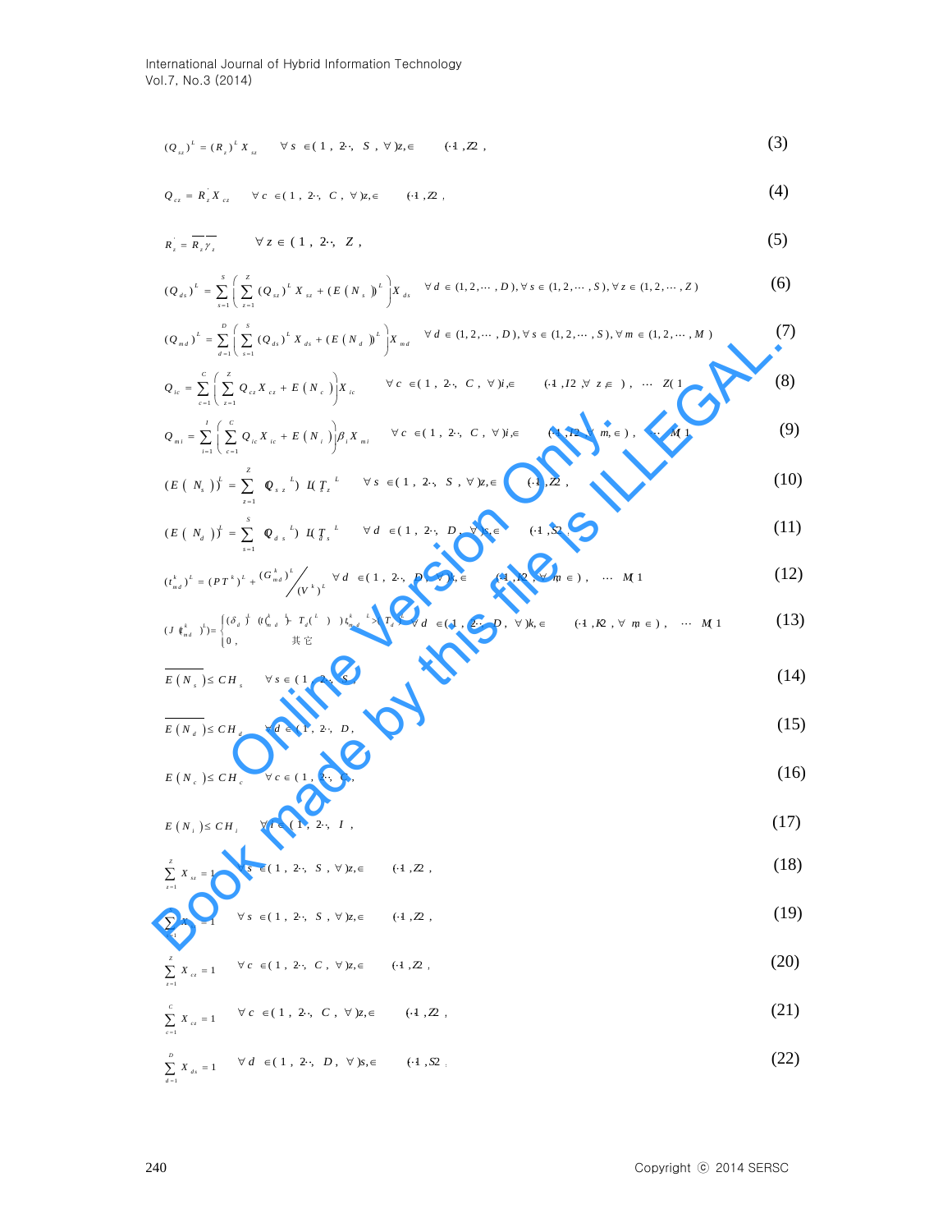$$(Q_{sz})^L = (R_z)^L X_{sz} \quad \forall s \in (1, 2\cdots, S), \forall z \in (1, 2\cdots, Z), \tag{3}$$

$$Q_{cz} = R_z^{'} X_{cz} \quad \forall c \in (1, 2\cdots, C), \forall z \in (1, 2\cdots, Z), \tag{4}$$

$$R_z^{'} = \overline{R_z}\,\overline{\gamma_z} \quad \forall z \in (1, 2\cdots, Z), \tag{5}$$

$$(Q_{ds})^L = \sum_{s=1}^{S}\left(\sum_{z=1}^{Z}(Q_{sz})^L X_{sz} + (E(N_s))^L\right)X_{ds} \quad \forall d \in (1,2,\cdots,D), \forall s \in (1,2,\cdots,S), \forall z \in (1,2,\cdots,Z) \tag{6}$$

$$(Q_{md})^L = \sum_{d=1}^{D}\left(\sum_{s=1}^{S}(Q_{ds})^L X_{ds} + (E(N_d))^L\right)X_{md} \quad \forall d \in (1,2,\cdots,D), \forall s \in (1,2,\cdots,S), \forall m \in (1,2,\cdots,M) \tag{7}$$

$$Q_{ic} = \sum_{c=1}^{C}\left(\sum_{z=1}^{Z} Q_{cz} X_{cz} + E(N_c)\right)X_{ic} \quad \forall c \in (1, 2\cdots, C), \forall i \in (1, 2\cdots, I), \forall z \in (1, 2\cdots, Z) \tag{8}$$

$$Q_{mi} = \sum_{i=1}^{I}\left(\sum_{c=1}^{C} Q_{ic} X_{ic} + E(N_i)\right)\beta_i X_{mi} \quad \forall c \in (1, 2\cdots, C), \forall i \in (1, 2\cdots, I), \forall m \in (1, 2\cdots, M) \tag{9}$$

$$(E(N_s))^L = \sum_{z=1}^{Z}(Q_{sz})^L (T_{sz})^L \quad \forall s \in (1, 2\cdots, S), \forall z \in (1, 2\cdots, Z), \tag{10}$$

$$(E(N_d))^L = \sum_{s=1}^{S}(Q_{ds})^L (T_{ds})^L \quad \forall d \in (1, 2\cdots, D), \forall s \in (1, 2\cdots, S), \tag{11}$$

$$(t_{md}^k)^L = (PT^k)^L + \frac{(G_{md}^k)^L}{(V^k)^L} \quad \forall d \in (1, 2\cdots, D), \forall k \in (1, 2\cdots, K), \forall m \in (1, 2\cdots, M) \tag{12}$$

$$(J(t_{md}^k)^L) = \begin{cases}(\delta_d)^L((t_{md}^k)^L - T_d(^L)) & (t_{md}^k)^L > T_d^L \\ 0, & \text{其它}\end{cases} \quad \forall d \in (1, 2\cdots, D), \forall k \in (1, 2\cdots, K), \forall m \in (1, 2\cdots, M) \tag{13}$$

$$\overline{E(N_s)} \le CH_s \quad \forall s \in (1, 2\cdots, S), \tag{14}$$

$$\overline{E(N_d)} \le CH_d \quad \forall d \in (1, 2\cdots, D), \tag{15}$$

$$E(N_c) \le CH_c \quad \forall c \in (1, 2\cdots, C), \tag{16}$$

$$E(N_i) \le CH_i \quad \forall i \in (1, 2\cdots, I), \tag{17}$$

$$\sum_{z=1}^{Z} X_{sz} = 1 \quad \forall s \in (1, 2\cdots, S), \forall z \in (1, 2\cdots, Z), \tag{18}$$

$$\sum_{s=1}^{S} X_{sz} = 1 \quad \forall s \in (1, 2\cdots, S), \forall z \in (1, 2\cdots, Z), \tag{19}$$

$$\sum_{z=1}^{Z} X_{cz} = 1 \quad \forall c \in (1, 2\cdots, C), \forall z \in (1, 2\cdots, Z), \tag{20}$$

$$\sum_{c=1}^{C} X_{cz} = 1 \quad \forall c \in (1, 2\cdots, C), \forall z \in (1, 2\cdots, Z), \tag{21}$$

$$\sum_{d=1}^{D} X_{ds} = 1 \quad \forall d \in (1, 2\cdots, D), \forall s \in (1, 2\cdots, S), \tag{22}$$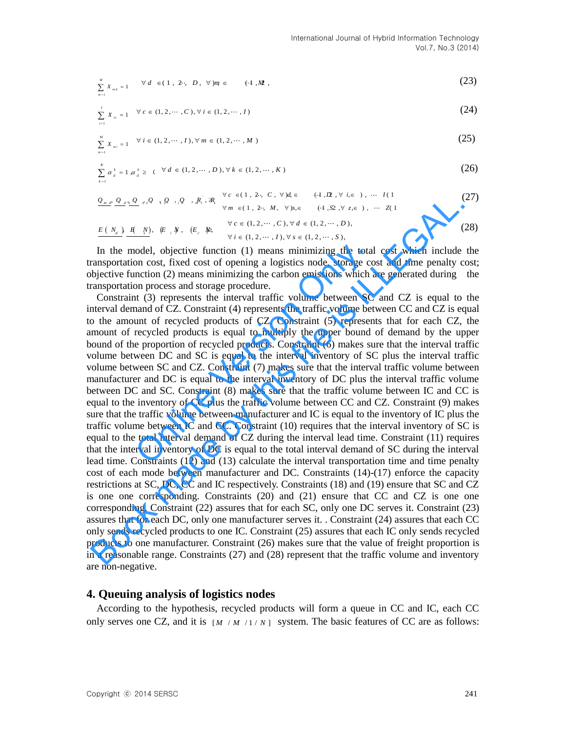$$\sum_{m=1}^{M} X_{md} = 1 \quad \forall d \in (1,2,\cdots,D), \forall m \in (1,2,\cdots,M), \tag{23}$$

$$\sum_{i=1}^{I} X_{ic} = 1 \quad \forall c \in (1,2,\cdots,C), \forall i \in (1,2,\cdots,I) \tag{24}$$

$$\sum_{m=1}^{M} X_{mi} = 1 \quad \forall i \in (1,2,\cdots,I), \forall m \in (1,2,\cdots,M) \tag{25}$$

$$\sum_{k=1}^{K} \alpha_d^k = 1, \alpha_d^k \geq 0 \quad \forall d \in (1,2,\cdots,D), \forall k \in (1,2,\cdots,K) \tag{26}$$

$$\underline{Q_{md}}, \underline{Q_{ds}}, \underline{Q_{sz}}, Q_{cz}, Q_{ic}, Q_{mi}, R_z', R_z \quad \begin{array}{l} \forall c \in (1,2,\cdots,C), \forall d \in (1,2,\cdots,D), \forall i \in (1,2,\cdots,I) \\ \forall m \in (1,2,\cdots,M), \forall s \in (1,2,\cdots,S), \forall z \in (1,2,\cdots,Z) \end{array} \tag{27}$$

$$\underline{E(N_d)}, \underline{E(N_s)}, E(N_i), E(N_c) \geq 0, \quad \begin{array}{l} \forall c \in (1,2,\cdots,C), \forall d \in (1,2,\cdots,D), \\ \forall i \in (1,2,\cdots,I), \forall s \in (1,2,\cdots,S), \end{array} \tag{28}$$

In the model, objective function (1) means minimizing the total cost which include the transportation cost, fixed cost of opening a logistics node, storage cost and time penalty cost; objective function (2) means minimizing the carbon emissions which are generated during the transportation process and storage procedure.

Constraint (3) represents the interval traffic volume between SC and CZ is equal to the interval demand of CZ. Constraint (4) represents the traffic volume between CC and CZ is equal to the amount of recycled products of CZ. Constraint (5) represents that for each CZ, the amount of recycled products is equal to multiply the upper bound of demand by the upper bound of the proportion of recycled products. Constraint (6) makes sure that the interval traffic volume between DC and SC is equal to the interval inventory of SC plus the interval traffic volume between SC and CZ. Constraint (7) makes sure that the interval traffic volume between manufacturer and DC is equal to the interval inventory of DC plus the interval traffic volume between DC and SC. Constraint (8) makes sure that the traffic volume between IC and CC is equal to the inventory of CC plus the traffic volume between CC and CZ. Constraint (9) makes sure that the traffic volume between manufacturer and IC is equal to the inventory of IC plus the traffic volume between IC and CC. Constraint (10) requires that the interval inventory of SC is equal to the total interval demand of CZ during the interval lead time. Constraint (11) requires that the interval inventory of DC is equal to the total interval demand of SC during the interval lead time. Constraints (12) and (13) calculate the interval transportation time and time penalty cost of each mode between manufacturer and DC. Constraints (14)-(17) enforce the capacity restrictions at SC, DC, CC and IC respectively. Constraints (18) and (19) ensure that SC and CZ is one one corresponding. Constraints (20) and (21) ensure that CC and CZ is one one corresponding. Constraint (22) assures that for each SC, only one DC serves it. Constraint (23) assures that for each DC, only one manufacturer serves it. . Constraint (24) assures that each CC only sends recycled products to one IC. Constraint (25) assures that each IC only sends recycled products to one manufacturer. Constraint (26) makes sure that the value of freight proportion is in a reasonable range. Constraints (27) and (28) represent that the traffic volume and inventory are non-negative.

## 4. Queuing analysis of logistics nodes

According to the hypothesis, recycled products will form a queue in CC and IC, each CC only serves one CZ, and it is $[M/M/1/N]$ system. The basic features of CC are as follows: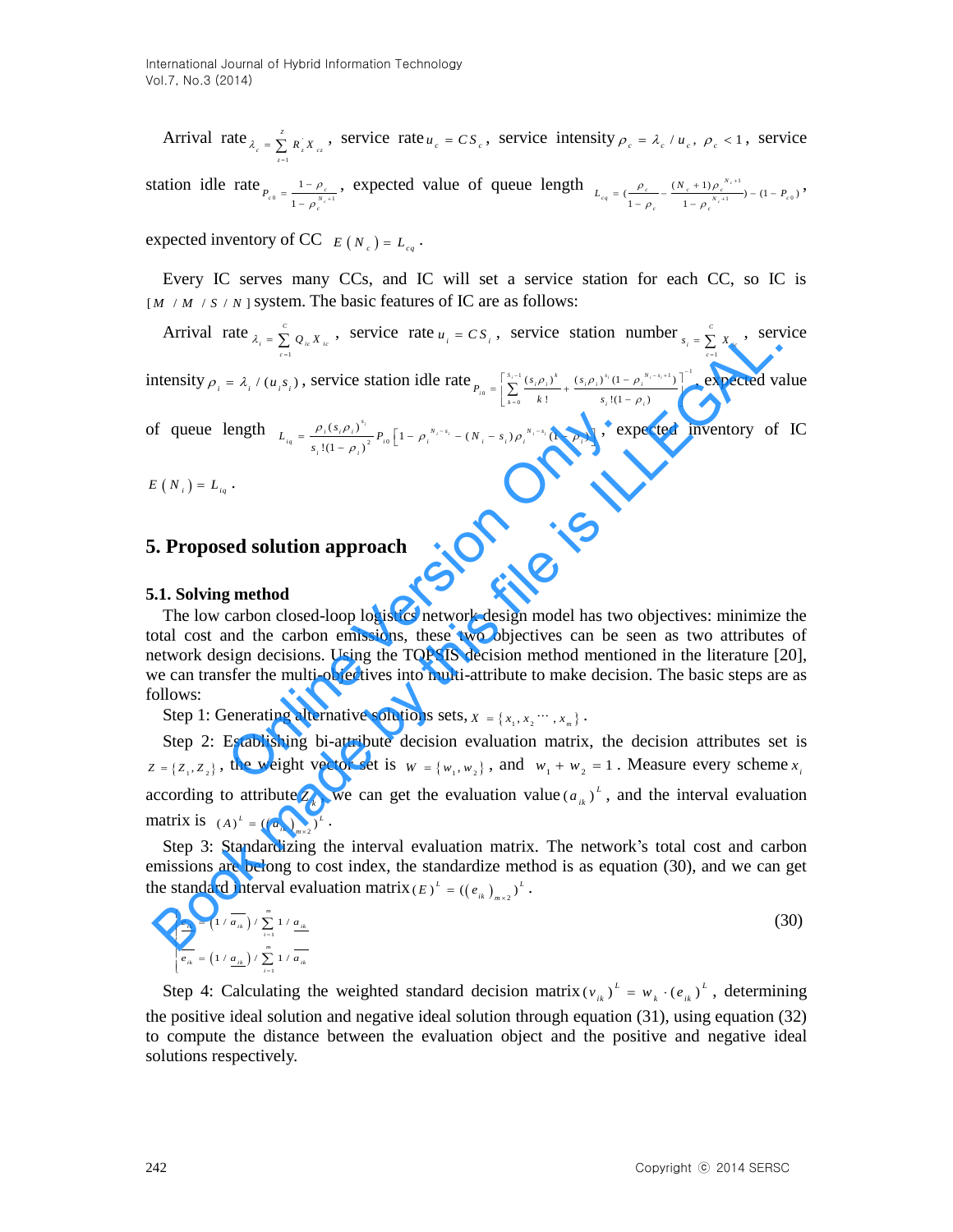Arrival rate $\lambda_c = \sum_{z=1}^{Z} R_z^{'} X_{cz}$, service rate $u_c = CS_c$, service intensity $\rho_c = \lambda_c / u_c$, $\rho_c < 1$, service station idle rate $P_{c0} = \frac{1-\rho_c}{1-\rho_c^{N_c+1}}$, expected value of queue length $L_{cq} = (\frac{\rho_c}{1-\rho_c} - \frac{(N_c+1)\rho_c^{N_c+1}}{1-\rho_c^{N_c+1}}) - (1-P_{c0})$, expected inventory of CC $E(N_c) = L_{cq}$.

Every IC serves many CCs, and IC will set a service station for each CC, so IC is $[M/M/S/N]$ system. The basic features of IC are as follows:

Arrival rate $\lambda_i = \sum_{c=1}^{C} Q_{ic} X_{ic}$, service rate $u_i = CS_i$, service station number $s_i = \sum_{c=1}^{C} X_{ic}$, service intensity $\rho_i = \lambda_i / (u_i s_i)$, service station idle rate $P_{i0} = \left[\sum_{k=0}^{s_i-1} \frac{(s_i\rho_i)^k}{k!} + \frac{(s_i\rho_i)^{s_i}(1-\rho_i^{N_i-s_i+1})}{s_i!(1-\rho_i)}\right]^{-1}$, expected value of queue length $L_{iq} = \frac{\rho_i (s_i\rho_i)^{s_i}}{s_i!(1-\rho_i)^2} P_{i0}\left[1-\rho_i^{N_i-s_i} - (N_i - s_i)\rho_i^{N_i-s_i}(1-\rho_i)\right]$, expected inventory of IC $E(N_i) = L_{iq}$.

## 5. Proposed solution approach

### 5.1. Solving method

The low carbon closed-loop logistics network design model has two objectives: minimize the total cost and the carbon emissions, these two objectives can be seen as two attributes of network design decisions. Using the TOPSIS decision method mentioned in the literature [20], we can transfer the multi-objectives into multi-attribute to make decision. The basic steps are as follows:

Step 1: Generating alternative solutions sets, $X = \{x_1, x_2 \cdots, x_m\}$.

Step 2: Establishing bi-attribute decision evaluation matrix, the decision attributes set is $Z = \{Z_1, Z_2\}$, the weight vector set is $W = \{w_1, w_2\}$, and $w_1 + w_2 = 1$. Measure every scheme $x_i$ according to attribute $Z_k$, we can get the evaluation value $(a_{ik})^L$, and the interval evaluation matrix is $(A)^L = ((a_{ik})_{m\times 2})^L$.

Step 3: Standardizing the interval evaluation matrix. The network's total cost and carbon emissions are belong to cost index, the standardize method is as equation (30), and we can get the standard interval evaluation matrix $(E)^L = ((e_{ik})_{m\times 2})^L$.

$$
\begin{cases}
\underline{e_{ik}} = \left(1/\overline{a_{ik}}\right) / \sum_{i=1}^{m} 1/\underline{a_{ik}} \\
\overline{e_{ik}} = \left(1/\underline{a_{ik}}\right) / \sum_{i=1}^{m} 1/\overline{a_{ik}}
\end{cases}
\tag{30}
$$

Step 4: Calculating the weighted standard decision matrix $(v_{ik})^L = w_k \cdot (e_{ik})^L$, determining the positive ideal solution and negative ideal solution through equation (31), using equation (32) to compute the distance between the evaluation object and the positive and negative ideal solutions respectively.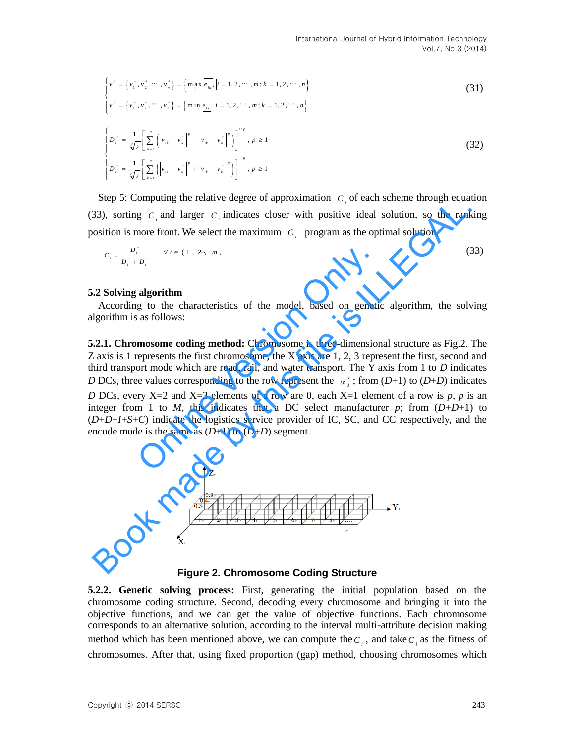$$\begin{cases} v^+ = \{v_1^+, v_2^+, \cdots, v_n^+\} = \{\max_i \overline{e_{ik}}, | i = 1, 2, \cdots, m; k = 1, 2, \cdots, n\} \\ v^- = \{v_1^-, v_2^-, \cdots, v_n^-\} = \{\min_i \underline{e_{ik}}, | i = 1, 2, \cdots, m; k = 1, 2, \cdots, n\} \end{cases} \tag{31}$$

$$\begin{cases} D_i^+ = \dfrac{1}{\sqrt[p]{2}} \left[ \sum_{k=1}^{n} \left( \left| \underline{v_{ik}} - v_k^+ \right|^p + \left| \overline{v_{ik}} - v_k^+ \right|^p \right) \right]^{1/p}, p \geq 1 \\ D_i^- = \dfrac{1}{\sqrt[p]{2}} \left[ \sum_{k=1}^{n} \left( \left| \underline{v_{ik}} - v_k^- \right|^p + \left| \overline{v_{ik}} - v_k^- \right|^p \right) \right]^{1/p}, p \geq 1 \end{cases} \tag{32}$$

Step 5: Computing the relative degree of approximation $C_i$ of each scheme through equation (33), sorting $C_i$ and larger $C_i$ indicates closer with positive ideal solution, so the ranking position is more front. We select the maximum $C_i$ program as the optimal solution.

$$C_i = \frac{D_i^-}{D_i^- + D_i^+} \qquad \forall i \in (1, 2 \cdots, m, \tag{33}$$

## 5.2 Solving algorithm

According to the characteristics of the model, based on genetic algorithm, the solving algorithm is as follows:

**5.2.1. Chromosome coding method:** Chromosome is three-dimensional structure as Fig.2. The Z axis is 1 represents the first chromosome, the X axis are 1, 2, 3 represent the first, second and third transport mode which are road, rail, and water transport. The Y axis from 1 to *D* indicates *D* DCs, three values corresponding to the row represent the $\alpha_d^k$; from (*D*+1) to (*D*+*D*) indicates *D* DCs, every X=2 and X=3 elements of a row are 0, each X=1 element of a row is *p*, *p* is an integer from 1 to *M*, this indicates that a DC select manufacturer *p*; from (*D*+*D*+1) to (*D*+*D*+*I*+*S*+*C*) indicate the logistics service provider of IC, SC, and CC respectively, and the encode mode is the same as (*D*+1) to (*D*+*D*) segment.

**Figure 2. Chromosome Coding Structure**

**5.2.2. Genetic solving process:** First, generating the initial population based on the chromosome coding structure. Second, decoding every chromosome and bringing it into the objective functions, and we can get the value of objective functions. Each chromosome corresponds to an alternative solution, according to the interval multi-attribute decision making method which has been mentioned above, we can compute the $C_i$, and take $C_i$ as the fitness of chromosomes. After that, using fixed proportion (gap) method, choosing chromosomes which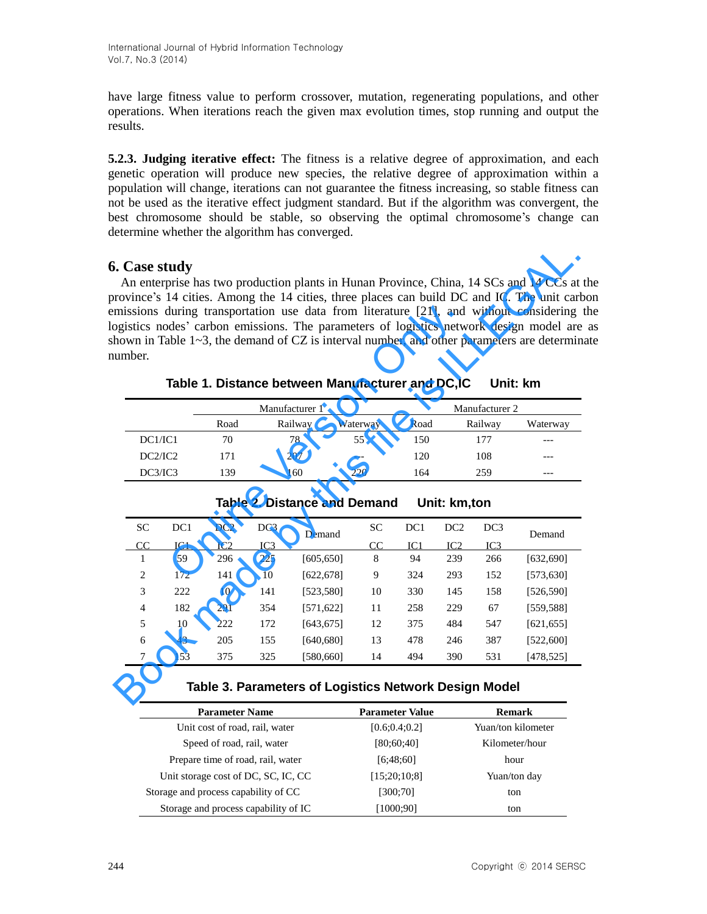have large fitness value to perform crossover, mutation, regenerating populations, and other operations. When iterations reach the given max evolution times, stop running and output the results.

**5.2.3. Judging iterative effect:** The fitness is a relative degree of approximation, and each genetic operation will produce new species, the relative degree of approximation within a population will change, iterations can not guarantee the fitness increasing, so stable fitness can not be used as the iterative effect judgment standard. But if the algorithm was convergent, the best chromosome should be stable, so observing the optimal chromosome's change can determine whether the algorithm has converged.

## 6. Case study

An enterprise has two production plants in Hunan Province, China, 14 SCs and 14 CCs at the province's 14 cities. Among the 14 cities, three places can build DC and IC. The unit carbon emissions during transportation use data from literature [21], and without considering the logistics nodes' carbon emissions. The parameters of logistics network design model are as shown in Table 1~3, the demand of CZ is interval number, and other parameters are determinate number.

**Table 1. Distance between Manufacturer and DC,IC Unit: km**

| | Manufacturer 1 | | | Manufacturer 2 | | |
|---|---|---|---|---|---|---|
| | Road | Railway | Waterway | Road | Railway | Waterway |
| DC1/IC1 | 70 | 78 | 55 | 150 | 177 | --- |
| DC2/IC2 | 171 | 207 | --- | 120 | 108 | --- |
| DC3/IC3 | 139 | 160 | 220 | 164 | 259 | --- |

**Table 2. Distance and Demand Unit: km,ton**

| SC<br>CC | DC1<br>IC1 | DC2<br>IC2 | DC3<br>IC3 | Demand | SC<br>CC | DC1<br>IC1 | DC2<br>IC2 | DC3<br>IC3 | Demand |
|---|---|---|---|---|---|---|---|---|---|
| 1 | 59 | 296 | 225 | [605,650] | 8 | 94 | 239 | 266 | [632,690] |
| 2 | 172 | 141 | 10 | [622,678] | 9 | 324 | 293 | 152 | [573,630] |
| 3 | 222 | 10 | 141 | [523,580] | 10 | 330 | 145 | 158 | [526,590] |
| 4 | 182 | 291 | 354 | [571,622] | 11 | 258 | 229 | 67 | [559,588] |
| 5 | 10 | 222 | 172 | [643,675] | 12 | 375 | 484 | 547 | [621,655] |
| 6 | 43 | 205 | 155 | [640,680] | 13 | 478 | 246 | 387 | [522,600] |
| 7 | 153 | 375 | 325 | [580,660] | 14 | 494 | 390 | 531 | [478,525] |

**Table 3. Parameters of Logistics Network Design Model**

| Parameter Name | Parameter Value | Remark |
|---|---|---|
| Unit cost of road, rail, water | [0.6;0.4;0.2] | Yuan/ton kilometer |
| Speed of road, rail, water | [80;60;40] | Kilometer/hour |
| Prepare time of road, rail, water | [6;48;60] | hour |
| Unit storage cost of DC, SC, IC, CC | [15;20;10;8] | Yuan/ton day |
| Storage and process capability of CC | [300;70] | ton |
| Storage and process capability of IC | [1000;90] | ton |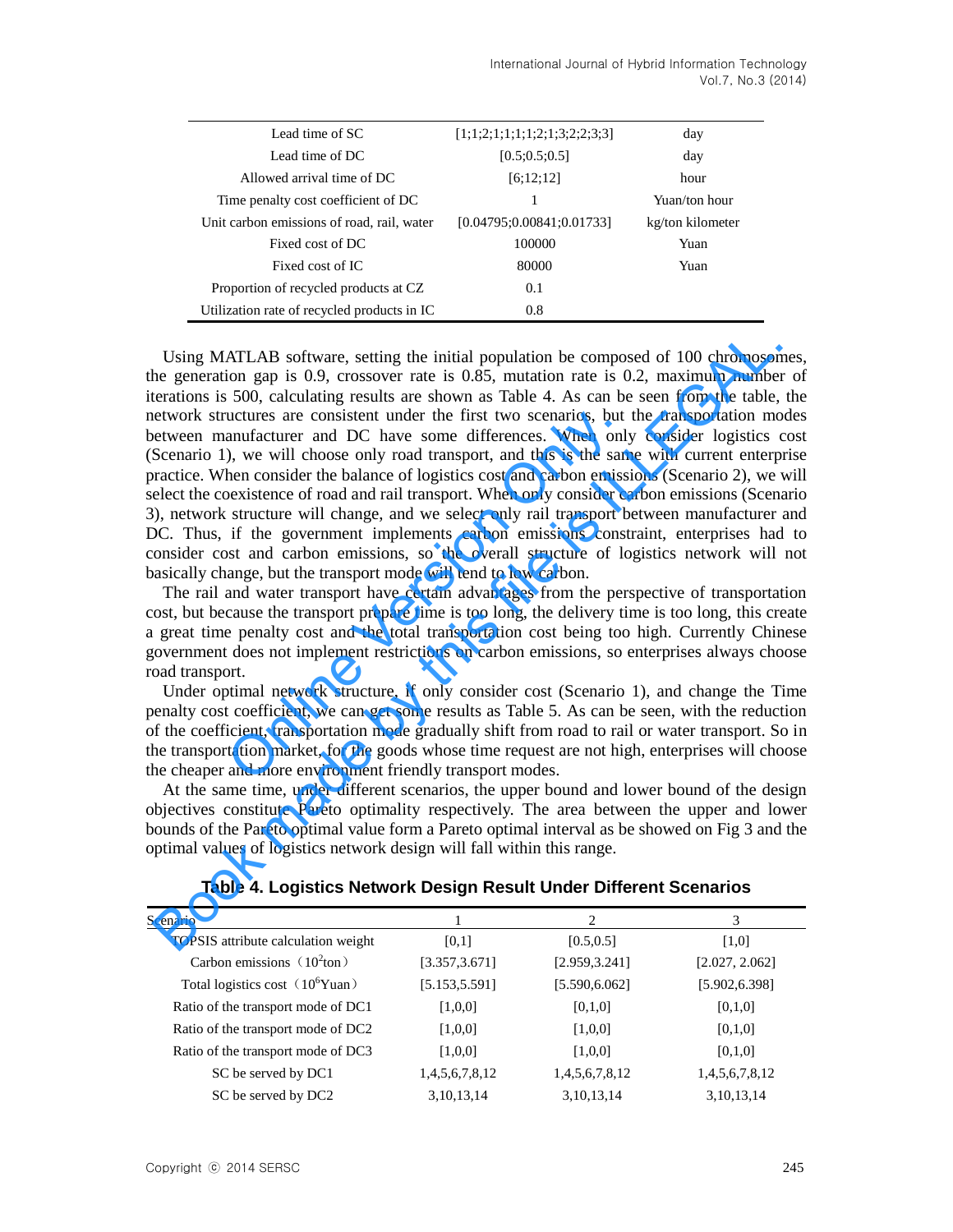| Lead time of SC | [1;1;2;1;1;1;1;2;1;3;2;2;3;3] | day |
|---|---|---|
| Lead time of DC | [0.5;0.5;0.5] | day |
| Allowed arrival time of DC | [6;12;12] | hour |
| Time penalty cost coefficient of DC | 1 | Yuan/ton hour |
| Unit carbon emissions of road, rail, water | [0.04795;0.00841;0.01733] | kg/ton kilometer |
| Fixed cost of DC | 100000 | Yuan |
| Fixed cost of IC | 80000 | Yuan |
| Proportion of recycled products at CZ | 0.1 | |
| Utilization rate of recycled products in IC | 0.8 | |

Using MATLAB software, setting the initial population be composed of 100 chromosomes, the generation gap is 0.9, crossover rate is 0.85, mutation rate is 0.2, maximum number of iterations is 500, calculating results are shown as Table 4. As can be seen from the table, the network structures are consistent under the first two scenarios, but the transportation modes between manufacturer and DC have some differences. When only consider logistics cost (Scenario 1), we will choose only road transport, and this is the same with current enterprise practice. When consider the balance of logistics cost and carbon emissions (Scenario 2), we will select the coexistence of road and rail transport. When only consider carbon emissions (Scenario 3), network structure will change, and we select only rail transport between manufacturer and DC. Thus, if the government implements carbon emissions constraint, enterprises had to consider cost and carbon emissions, so the overall structure of logistics network will not basically change, but the transport mode will tend to low carbon.

The rail and water transport have certain advantages from the perspective of transportation cost, but because the transport prepare time is too long, the delivery time is too long, this create a great time penalty cost and the total transportation cost being too high. Currently Chinese government does not implement restrictions on carbon emissions, so enterprises always choose road transport.

Under optimal network structure, if only consider cost (Scenario 1), and change the Time penalty cost coefficient, we can get some results as Table 5. As can be seen, with the reduction of the coefficient, transportation mode gradually shift from road to rail or water transport. So in the transportation market, for the goods whose time request are not high, enterprises will choose the cheaper and more environment friendly transport modes.

At the same time, under different scenarios, the upper bound and lower bound of the design objectives constitute Pareto optimality respectively. The area between the upper and lower bounds of the Pareto optimal value form a Pareto optimal interval as be showed on Fig 3 and the optimal values of logistics network design will fall within this range.

**Table 4. Logistics Network Design Result Under Different Scenarios**

| Scenario | 1 | 2 | 3 |
|---|---|---|---|
| TOPSIS attribute calculation weight | [0,1] | [0.5,0.5] | [1,0] |
| Carbon emissions（$10^2$ton） | [3.357,3.671] | [2.959,3.241] | [2.027, 2.062] |
| Total logistics cost（$10^6$Yuan） | [5.153,5.591] | [5.590,6.062] | [5.902,6.398] |
| Ratio of the transport mode of DC1 | [1,0,0] | [0,1,0] | [0,1,0] |
| Ratio of the transport mode of DC2 | [1,0,0] | [1,0,0] | [0,1,0] |
| Ratio of the transport mode of DC3 | [1,0,0] | [1,0,0] | [0,1,0] |
| SC be served by DC1 | 1,4,5,6,7,8,12 | 1,4,5,6,7,8,12 | 1,4,5,6,7,8,12 |
| SC be served by DC2 | 3,10,13,14 | 3,10,13,14 | 3,10,13,14 |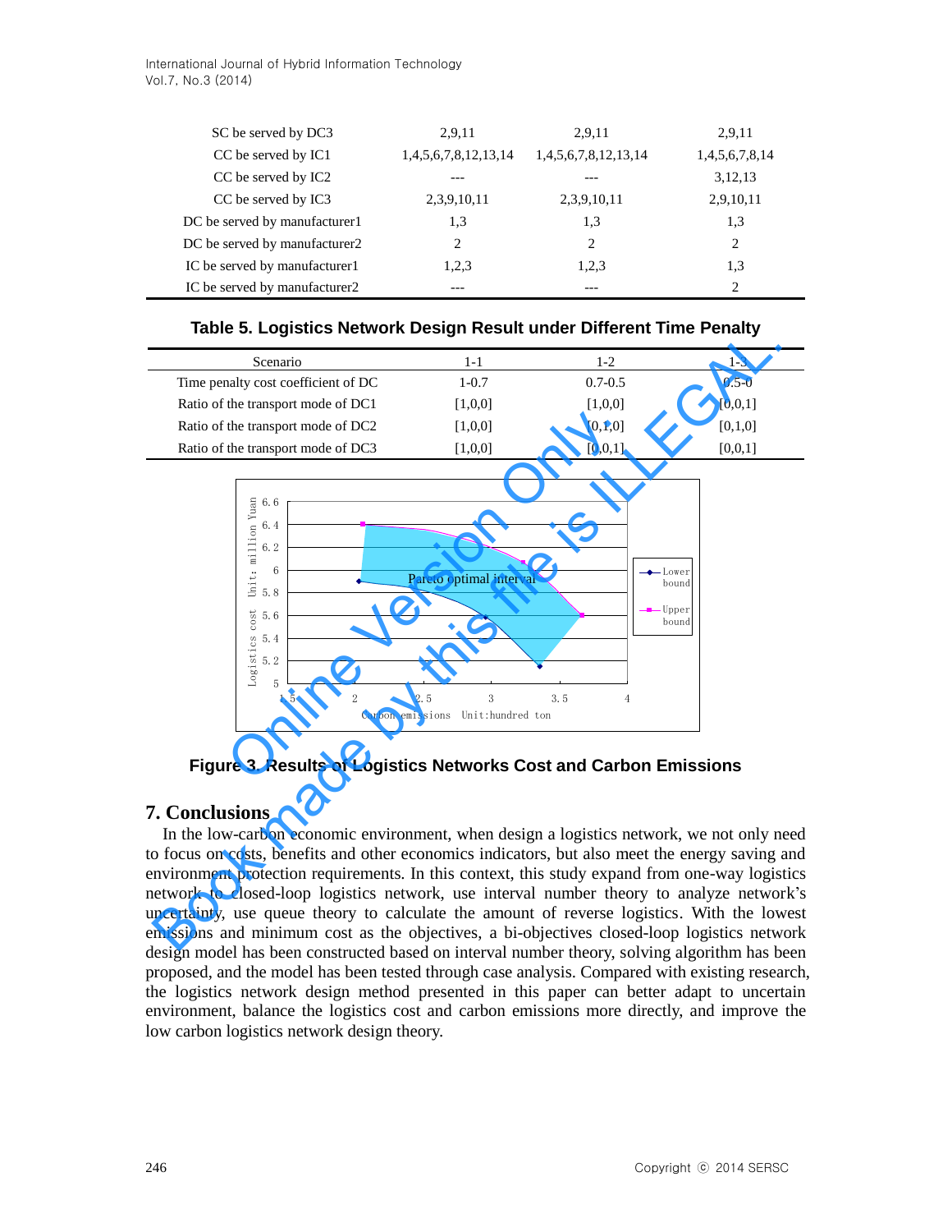| SC be served by DC3 | 2,9,11 | 2,9,11 | 2,9,11 |
|---|---|---|---|
| CC be served by IC1 | 1,4,5,6,7,8,12,13,14 | 1,4,5,6,7,8,12,13,14 | 1,4,5,6,7,8,14 |
| CC be served by IC2 | --- | --- | 3,12,13 |
| CC be served by IC3 | 2,3,9,10,11 | 2,3,9,10,11 | 2,9,10,11 |
| DC be served by manufacturer1 | 1,3 | 1,3 | 1,3 |
| DC be served by manufacturer2 | 2 | 2 | 2 |
| IC be served by manufacturer1 | 1,2,3 | 1,2,3 | 1,3 |
| IC be served by manufacturer2 | --- | --- | 2 |

**Table 5. Logistics Network Design Result under Different Time Penalty**

| Scenario | 1-1 | 1-2 | 1-3 |
|---|---|---|---|
| Time penalty cost coefficient of DC | 1-0.7 | 0.7-0.5 | 0.5-0 |
| Ratio of the transport mode of DC1 | [1,0,0] | [1,0,0] | [0,0,1] |
| Ratio of the transport mode of DC2 | [1,0,0] | [0,1,0] | [0,1,0] |
| Ratio of the transport mode of DC3 | [1,0,0] | [0,0,1] | [0,0,1] |

**Figure 3. Results of Logistics Networks Cost and Carbon Emissions**

## 7. Conclusions

In the low-carbon economic environment, when design a logistics network, we not only need to focus on costs, benefits and other economics indicators, but also meet the energy saving and environment protection requirements. In this context, this study expand from one-way logistics network to closed-loop logistics network, use interval number theory to analyze network's uncertainty, use queue theory to calculate the amount of reverse logistics. With the lowest emissions and minimum cost as the objectives, a bi-objectives closed-loop logistics network design model has been constructed based on interval number theory, solving algorithm has been proposed, and the model has been tested through case analysis. Compared with existing research, the logistics network design method presented in this paper can better adapt to uncertain environment, balance the logistics cost and carbon emissions more directly, and improve the low carbon logistics network design theory.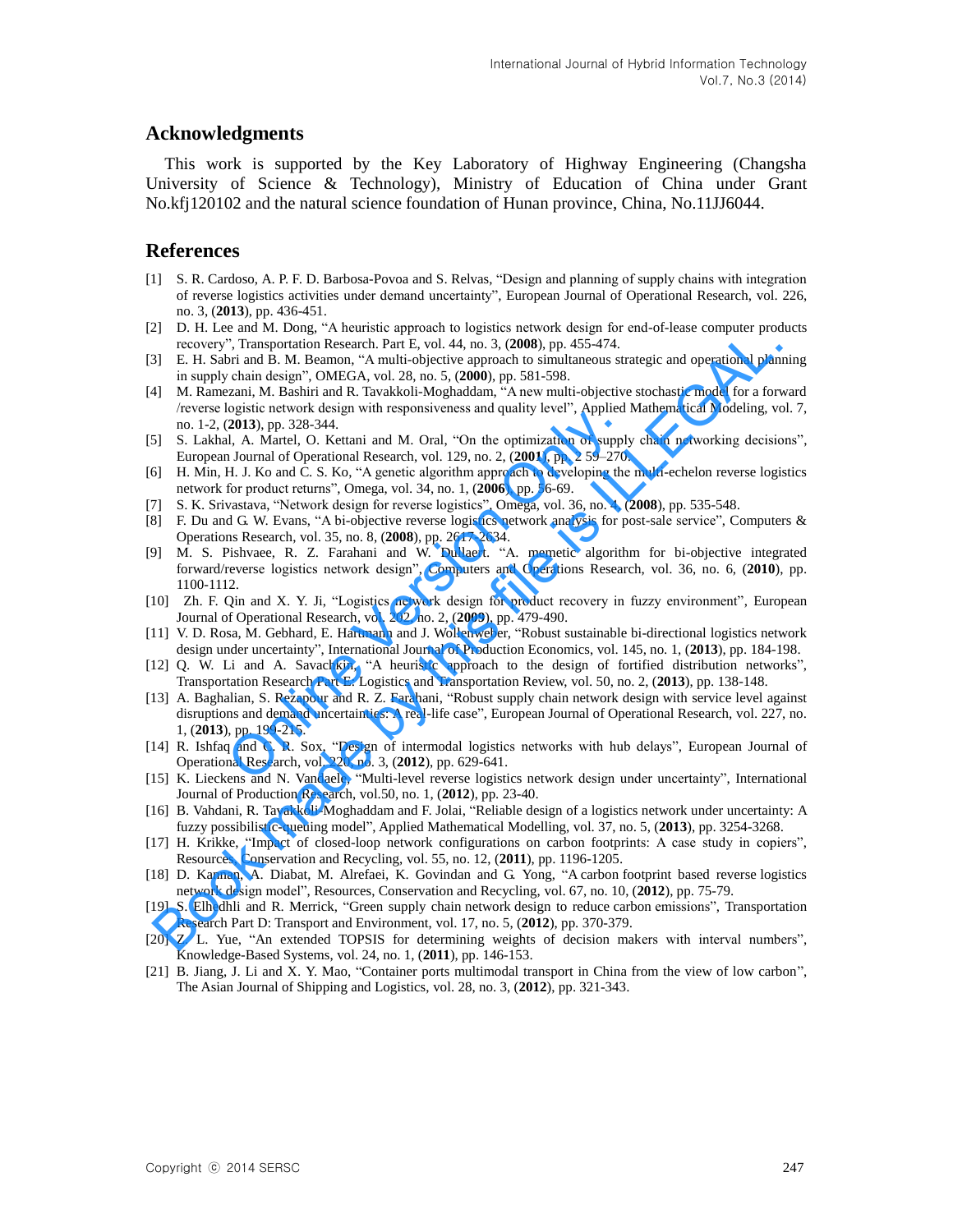## Acknowledgments

This work is supported by the Key Laboratory of Highway Engineering (Changsha University of Science & Technology), Ministry of Education of China under Grant No.kfj120102 and the natural science foundation of Hunan province, China, No.11JJ6044.

## References

[1] S. R. Cardoso, A. P. F. D. Barbosa-Povoa and S. Relvas, “Design and planning of supply chains with integration of reverse logistics activities under demand uncertainty”, European Journal of Operational Research, vol. 226, no. 3, (**2013**), pp. 436-451.

[2] D. H. Lee and M. Dong, “A heuristic approach to logistics network design for end-of-lease computer products recovery”, Transportation Research. Part E, vol. 44, no. 3, (**2008**), pp. 455-474.

[3] E. H. Sabri and B. M. Beamon, “A multi-objective approach to simultaneous strategic and operational planning in supply chain design”, OMEGA, vol. 28, no. 5, (**2000**), pp. 581-598.

[4] M. Ramezani, M. Bashiri and R. Tavakkoli-Moghaddam, “A new multi-objective stochastic model for a forward /reverse logistic network design with responsiveness and quality level”, Applied Mathematical Modeling, vol. 7, no. 1-2, (**2013**), pp. 328-344.

[5] S. Lakhal, A. Martel, O. Kettani and M. Oral, “On the optimization of supply chain networking decisions”, European Journal of Operational Research, vol. 129, no. 2, (**2001**), pp. 259–270.

[6] H. Min, H. J. Ko and C. S. Ko, “A genetic algorithm approach to developing the multi-echelon reverse logistics network for product returns”, Omega, vol. 34, no. 1, (**2006**), pp. 56-69.

[7] S. K. Srivastava, “Network design for reverse logistics”, Omega, vol. 36, no. 4, (**2008**), pp. 535-548.

[8] F. Du and G. W. Evans, “A bi-objective reverse logistics network analysis for post-sale service”, Computers & Operations Research, vol. 35, no. 8, (**2008**), pp. 2617-2634.

[9] M. S. Pishvaee, R. Z. Farahani and W. Dullaert. “A memetic algorithm for bi-objective integrated forward/reverse logistics network design”, Computers and Operations Research, vol. 36, no. 6, (**2010**), pp. 1100-1112.

[10] Zh. F. Qin and X. Y. Ji, “Logistics network design for product recovery in fuzzy environment”, European Journal of Operational Research, vol. 202, no. 2, (**2009**), pp. 479-490.

[11] V. D. Rosa, M. Gebhard, E. Hartmann and J. Wollenweber, “Robust sustainable bi-directional logistics network design under uncertainty”, International Journal of Production Economics, vol. 145, no. 1, (**2013**), pp. 184-198.

[12] Q. W. Li and A. Savachkin, “A heuristic approach to the design of fortified distribution networks”, Transportation Research Part E: Logistics and Transportation Review, vol. 50, no. 2, (**2013**), pp. 138-148.

[13] A. Baghalian, S. Rezapour and R. Z. Farahani, “Robust supply chain network design with service level against disruptions and demand uncertainties: A real-life case”, European Journal of Operational Research, vol. 227, no. 1, (**2013**), pp. 199-215.

[14] R. Ishfaq and C. R. Sox, “Design of intermodal logistics networks with hub delays”, European Journal of Operational Research, vol. 220, no. 3, (**2012**), pp. 629-641.

[15] K. Lieckens and N. Vandaele, “Multi-level reverse logistics network design under uncertainty”, International Journal of Production Research, vol.50, no. 1, (**2012**), pp. 23-40.

[16] B. Vahdani, R. Tavakkoli-Moghaddam and F. Jolai, “Reliable design of a logistics network under uncertainty: A fuzzy possibilistic-queuing model”, Applied Mathematical Modelling, vol. 37, no. 5, (**2013**), pp. 3254-3268.

[17] H. Krikke, “Impact of closed-loop network configurations on carbon footprints: A case study in copiers”, Resources, Conservation and Recycling, vol. 55, no. 12, (**2011**), pp. 1196-1205.

[18] D. Kannan, A. Diabat, M. Alrefaei, K. Govindan and G. Yong, “A carbon footprint based reverse logistics network design model”, Resources, Conservation and Recycling, vol. 67, no. 10, (**2012**), pp. 75-79.

[19] S. Elhedhli and R. Merrick, “Green supply chain network design to reduce carbon emissions”, Transportation Research Part D: Transport and Environment, vol. 17, no. 5, (**2012**), pp. 370-379.

[20] Z. L. Yue, “An extended TOPSIS for determining weights of decision makers with interval numbers”, Knowledge-Based Systems, vol. 24, no. 1, (**2011**), pp. 146-153.

[21] B. Jiang, J. Li and X. Y. Mao, “Container ports multimodal transport in China from the view of low carbon”, The Asian Journal of Shipping and Logistics, vol. 28, no. 3, (**2012**), pp. 321-343.